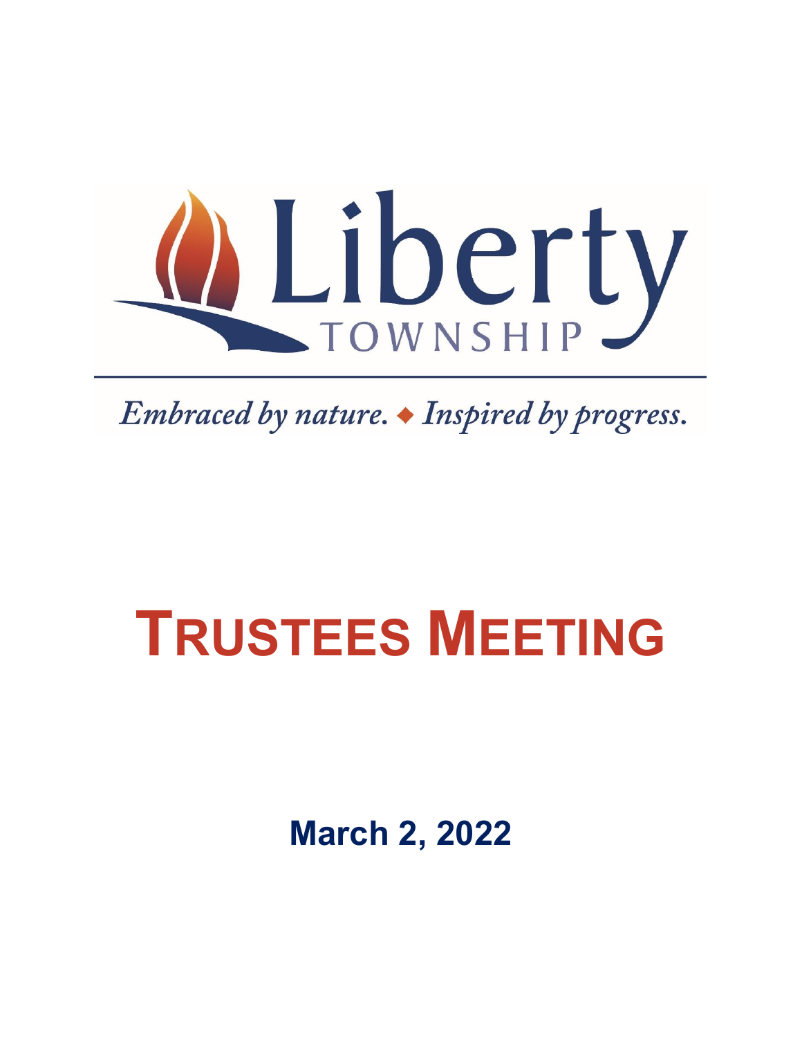Liberty

TOWNSHIP

*Embraced by nature. ◆ Inspired by progress.*

# TRUSTEES MEETING

## March 2, 2022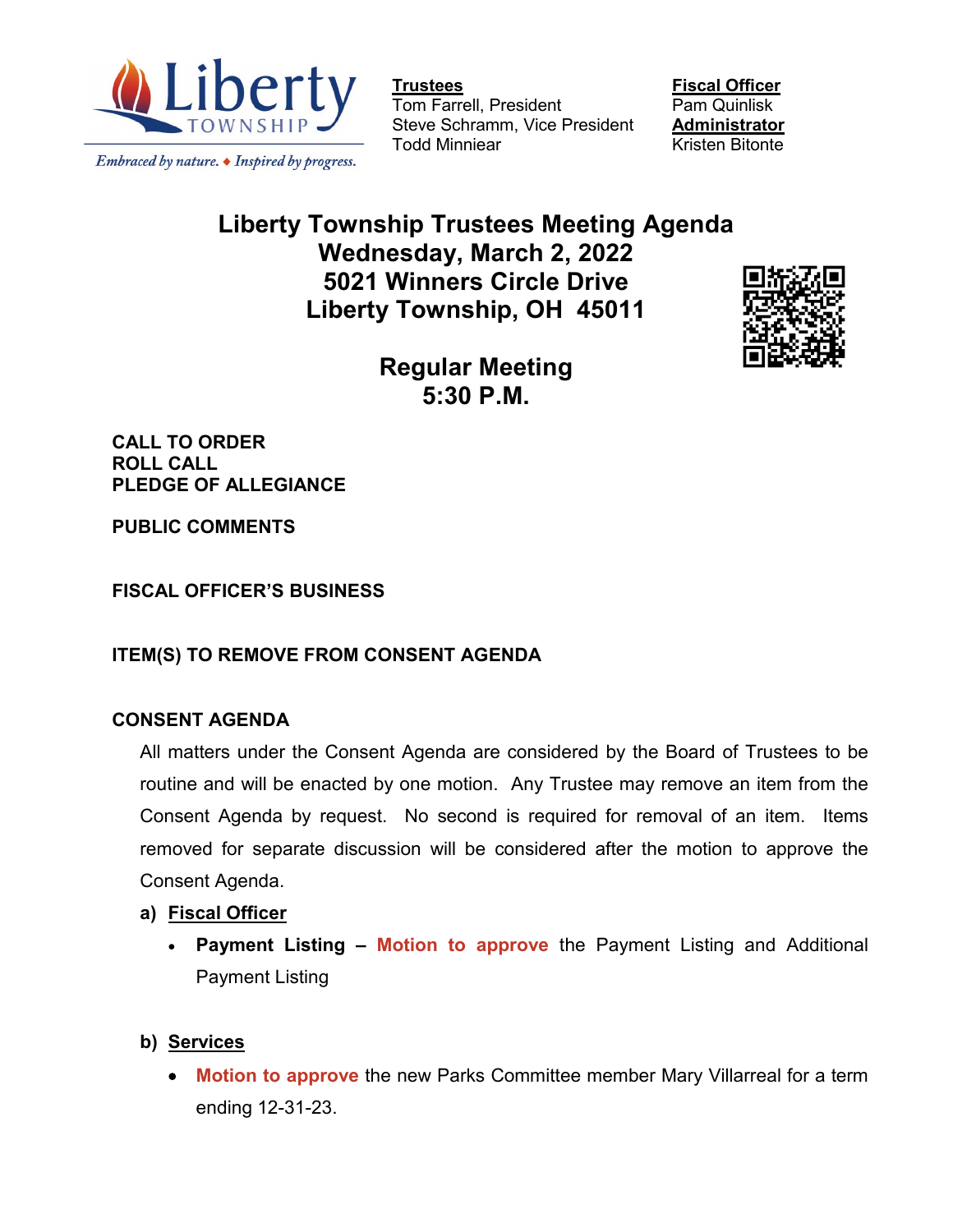Embraced by nature. ◆ Inspired by progress.

**Trustees**
Tom Farrell, President
Steve Schramm, Vice President
Todd Minniear

**Fiscal Officer**
Pam Quinlisk
**Administrator**
Kristen Bitonte

# Liberty Township Trustees Meeting Agenda
# Wednesday, March 2, 2022
# 5021 Winners Circle Drive
# Liberty Township, OH 45011

## Regular Meeting
## 5:30 P.M.

**CALL TO ORDER**
**ROLL CALL**
**PLEDGE OF ALLEGIANCE**

**PUBLIC COMMENTS**

**FISCAL OFFICER'S BUSINESS**

**ITEM(S) TO REMOVE FROM CONSENT AGENDA**

**CONSENT AGENDA**

All matters under the Consent Agenda are considered by the Board of Trustees to be routine and will be enacted by one motion. Any Trustee may remove an item from the Consent Agenda by request. No second is required for removal of an item. Items removed for separate discussion will be considered after the motion to approve the Consent Agenda.

a) **Fiscal Officer**
   - **Payment Listing – Motion to approve** the Payment Listing and Additional Payment Listing

b) **Services**
   - **Motion to approve** the new Parks Committee member Mary Villarreal for a term ending 12-31-23.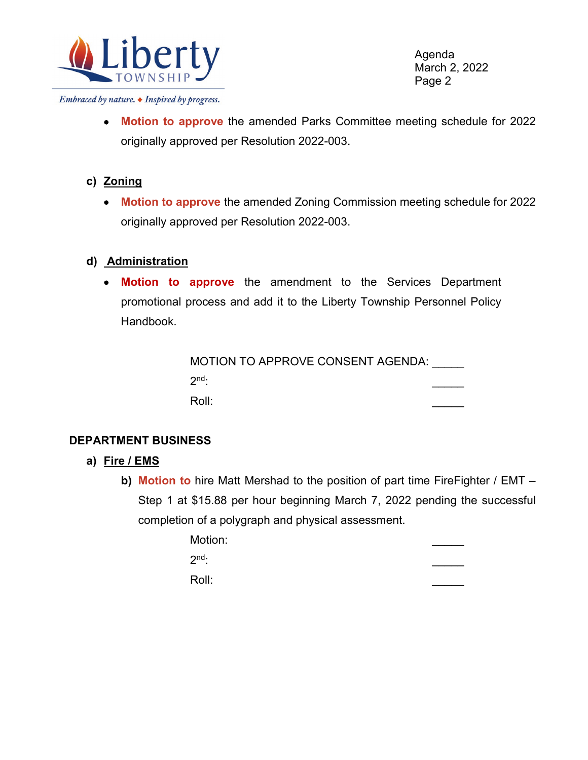- **Motion to approve** the amended Parks Committee meeting schedule for 2022 originally approved per Resolution 2022-003.

c) **Zoning**

- **Motion to approve** the amended Zoning Commission meeting schedule for 2022 originally approved per Resolution 2022-003.

d) **Administration**

- **Motion to approve** the amendment to the Services Department promotional process and add it to the Liberty Township Personnel Policy Handbook.

MOTION TO APPROVE CONSENT AGENDA: _____

2nd: _____

Roll: _____

## DEPARTMENT BUSINESS

a) **Fire / EMS**

b) **Motion to** hire Matt Mershad to the position of part time FireFighter / EMT – Step 1 at $15.88 per hour beginning March 7, 2022 pending the successful completion of a polygraph and physical assessment.

Motion: _____

2nd: _____

Roll: _____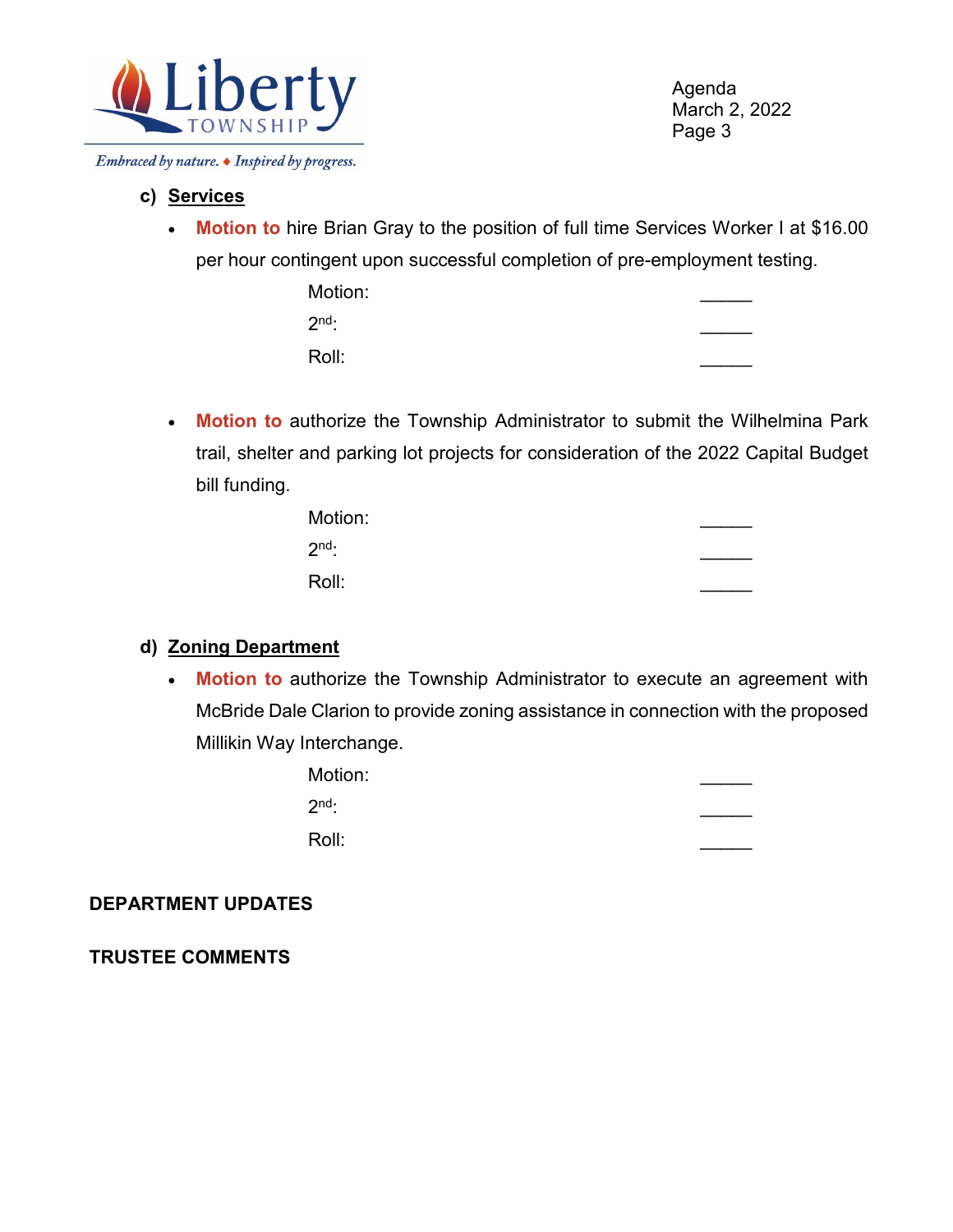### c) Services

- **Motion to** hire Brian Gray to the position of full time Services Worker I at $16.00 per hour contingent upon successful completion of pre-employment testing.

  Motion: _____

  2nd: _____

  Roll: _____

- **Motion to** authorize the Township Administrator to submit the Wilhelmina Park trail, shelter and parking lot projects for consideration of the 2022 Capital Budget bill funding.

  Motion: _____

  2nd: _____

  Roll: _____

### d) Zoning Department

- **Motion to** authorize the Township Administrator to execute an agreement with McBride Dale Clarion to provide zoning assistance in connection with the proposed Millikin Way Interchange.

  Motion: _____

  2nd: _____

  Roll: _____

**DEPARTMENT UPDATES**

**TRUSTEE COMMENTS**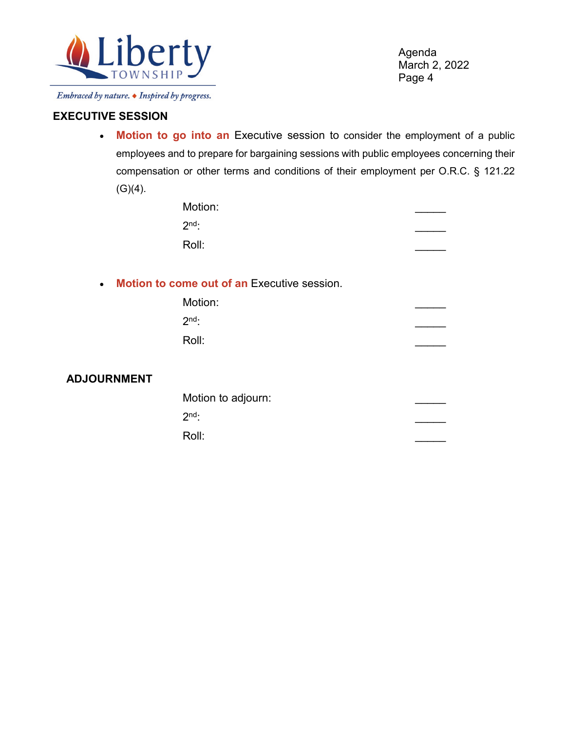## EXECUTIVE SESSION

- **Motion to go into an** Executive session to consider the employment of a public employees and to prepare for bargaining sessions with public employees concerning their compensation or other terms and conditions of their employment per O.R.C. § 121.22 (G)(4).

  Motion: _____

  2nd: _____

  Roll: _____

- **Motion to come out of an** Executive session.

  Motion: _____

  2nd: _____

  Roll: _____

## ADJOURNMENT

Motion to adjourn: _____

2nd: _____

Roll: _____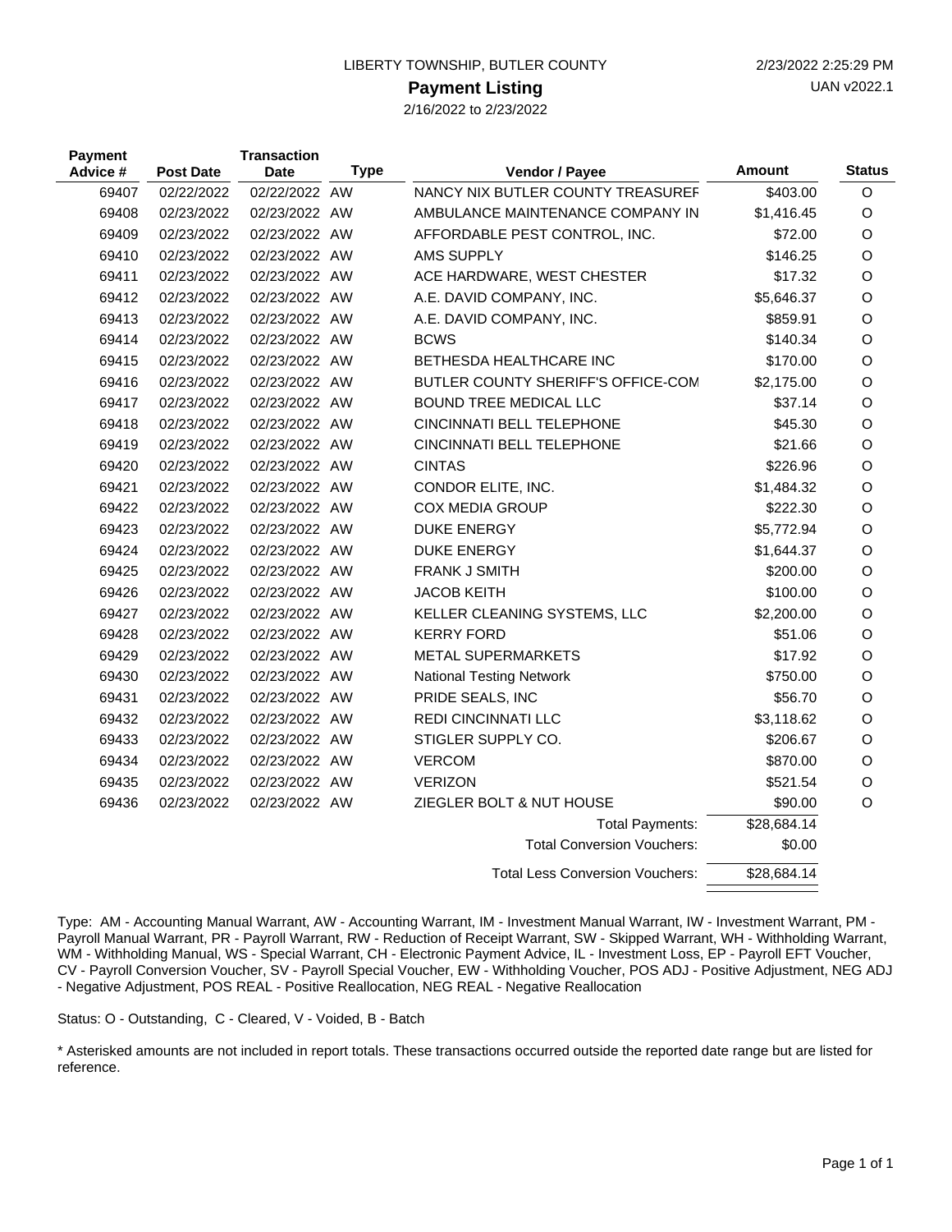LIBERTY TOWNSHIP, BUTLER COUNTY

2/23/2022 2:25:29 PM

# Payment Listing

UAN v2022.1

2/16/2022 to 2/23/2022

| Payment Advice # | Post Date | Transaction Date | Type | Vendor / Payee | Amount | Status |
|---|---|---|---|---|---|---|
| 69407 | 02/22/2022 | 02/22/2022 | AW | NANCY NIX BUTLER COUNTY TREASURER | $403.00 | O |
| 69408 | 02/23/2022 | 02/23/2022 | AW | AMBULANCE MAINTENANCE COMPANY IN | $1,416.45 | O |
| 69409 | 02/23/2022 | 02/23/2022 | AW | AFFORDABLE PEST CONTROL, INC. | $72.00 | O |
| 69410 | 02/23/2022 | 02/23/2022 | AW | AMS SUPPLY | $146.25 | O |
| 69411 | 02/23/2022 | 02/23/2022 | AW | ACE HARDWARE, WEST CHESTER | $17.32 | O |
| 69412 | 02/23/2022 | 02/23/2022 | AW | A.E. DAVID COMPANY, INC. | $5,646.37 | O |
| 69413 | 02/23/2022 | 02/23/2022 | AW | A.E. DAVID COMPANY, INC. | $859.91 | O |
| 69414 | 02/23/2022 | 02/23/2022 | AW | BCWS | $140.34 | O |
| 69415 | 02/23/2022 | 02/23/2022 | AW | BETHESDA HEALTHCARE INC | $170.00 | O |
| 69416 | 02/23/2022 | 02/23/2022 | AW | BUTLER COUNTY SHERIFF'S OFFICE-COM | $2,175.00 | O |
| 69417 | 02/23/2022 | 02/23/2022 | AW | BOUND TREE MEDICAL LLC | $37.14 | O |
| 69418 | 02/23/2022 | 02/23/2022 | AW | CINCINNATI BELL TELEPHONE | $45.30 | O |
| 69419 | 02/23/2022 | 02/23/2022 | AW | CINCINNATI BELL TELEPHONE | $21.66 | O |
| 69420 | 02/23/2022 | 02/23/2022 | AW | CINTAS | $226.96 | O |
| 69421 | 02/23/2022 | 02/23/2022 | AW | CONDOR ELITE, INC. | $1,484.32 | O |
| 69422 | 02/23/2022 | 02/23/2022 | AW | COX MEDIA GROUP | $222.30 | O |
| 69423 | 02/23/2022 | 02/23/2022 | AW | DUKE ENERGY | $5,772.94 | O |
| 69424 | 02/23/2022 | 02/23/2022 | AW | DUKE ENERGY | $1,644.37 | O |
| 69425 | 02/23/2022 | 02/23/2022 | AW | FRANK J SMITH | $200.00 | O |
| 69426 | 02/23/2022 | 02/23/2022 | AW | JACOB KEITH | $100.00 | O |
| 69427 | 02/23/2022 | 02/23/2022 | AW | KELLER CLEANING SYSTEMS, LLC | $2,200.00 | O |
| 69428 | 02/23/2022 | 02/23/2022 | AW | KERRY FORD | $51.06 | O |
| 69429 | 02/23/2022 | 02/23/2022 | AW | METAL SUPERMARKETS | $17.92 | O |
| 69430 | 02/23/2022 | 02/23/2022 | AW | National Testing Network | $750.00 | O |
| 69431 | 02/23/2022 | 02/23/2022 | AW | PRIDE SEALS, INC | $56.70 | O |
| 69432 | 02/23/2022 | 02/23/2022 | AW | REDI CINCINNATI LLC | $3,118.62 | O |
| 69433 | 02/23/2022 | 02/23/2022 | AW | STIGLER SUPPLY CO. | $206.67 | O |
| 69434 | 02/23/2022 | 02/23/2022 | AW | VERCOM | $870.00 | O |
| 69435 | 02/23/2022 | 02/23/2022 | AW | VERIZON | $521.54 | O |
| 69436 | 02/23/2022 | 02/23/2022 | AW | ZIEGLER BOLT & NUT HOUSE | $90.00 | O |
| | | | | Total Payments: | $28,684.14 | |
| | | | | Total Conversion Vouchers: | $0.00 | |
| | | | | Total Less Conversion Vouchers: | $28,684.14 | |

Type: AM - Accounting Manual Warrant, AW - Accounting Warrant, IM - Investment Manual Warrant, IW - Investment Warrant, PM - Payroll Manual Warrant, PR - Payroll Warrant, RW - Reduction of Receipt Warrant, SW - Skipped Warrant, WH - Withholding Warrant, WM - Withholding Manual, WS - Special Warrant, CH - Electronic Payment Advice, IL - Investment Loss, EP - Payroll EFT Voucher, CV - Payroll Conversion Voucher, SV - Payroll Special Voucher, EW - Withholding Voucher, POS ADJ - Positive Adjustment, NEG ADJ - Negative Adjustment, POS REAL - Positive Reallocation, NEG REAL - Negative Reallocation

Status: O - Outstanding, C - Cleared, V - Voided, B - Batch

* Asterisked amounts are not included in report totals. These transactions occurred outside the reported date range but are listed for reference.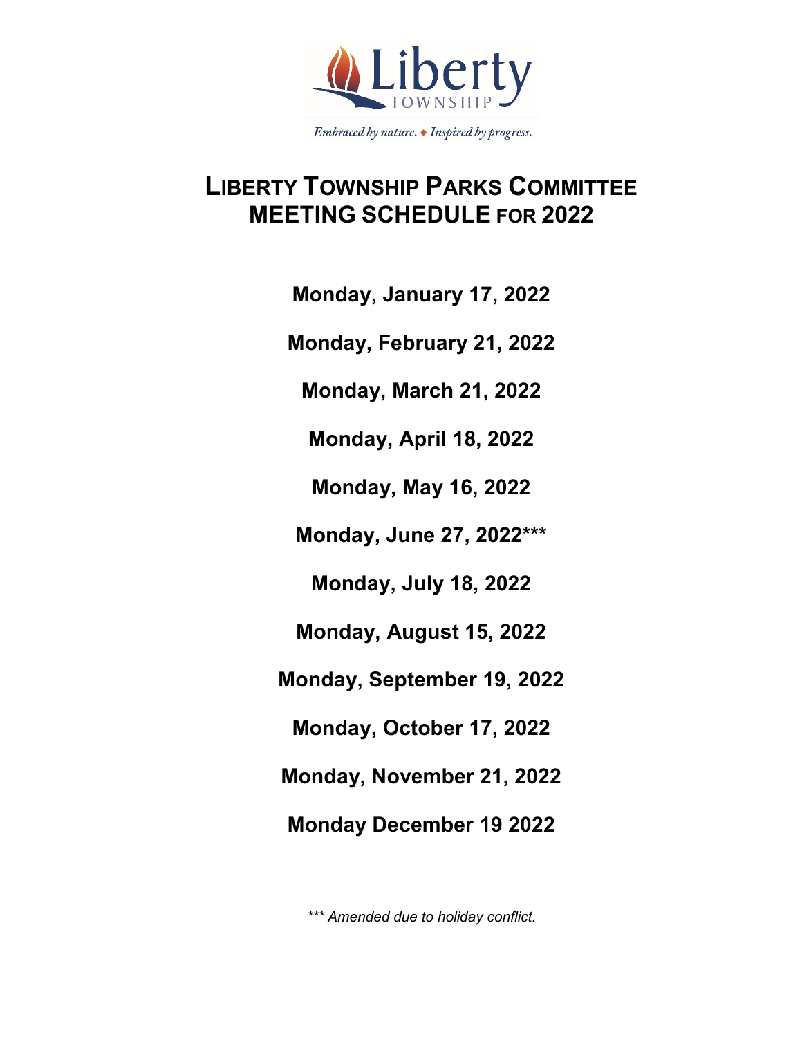Liberty TOWNSHIP

*Embraced by nature. ♦ Inspired by progress.*

# LIBERTY TOWNSHIP PARKS COMMITTEE MEETING SCHEDULE FOR 2022

**Monday, January 17, 2022**

**Monday, February 21, 2022**

**Monday, March 21, 2022**

**Monday, April 18, 2022**

**Monday, May 16, 2022**

**Monday, June 27, 2022*****

**Monday, July 18, 2022**

**Monday, August 15, 2022**

**Monday, September 19, 2022**

**Monday, October 17, 2022**

**Monday, November 21, 2022**

**Monday December 19 2022**

*\*\*\* Amended due to holiday conflict.*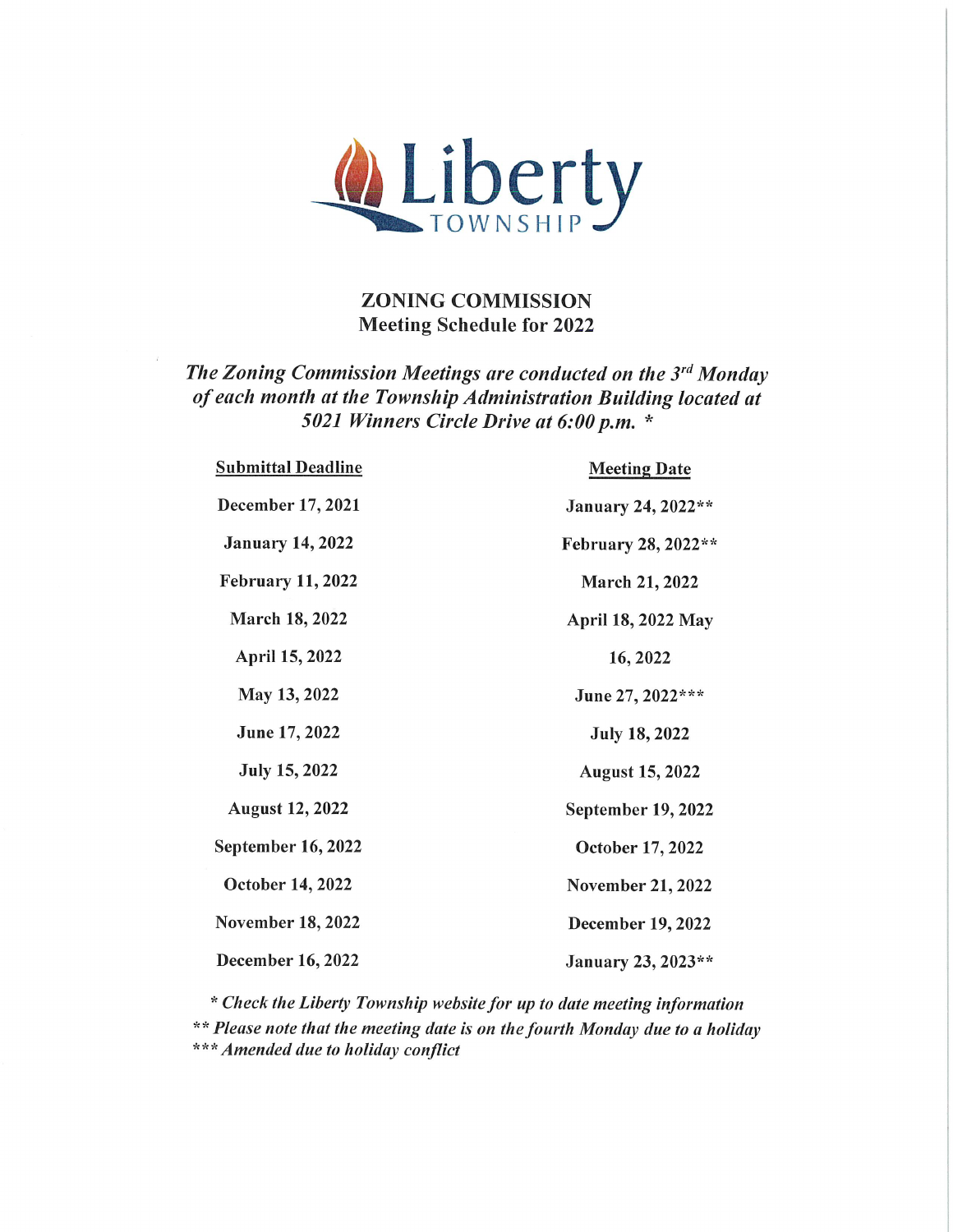Liberty TOWNSHIP

## ZONING COMMISSION
### Meeting Schedule for 2022

*The Zoning Commission Meetings are conducted on the 3rd Monday of each month at the Township Administration Building located at 5021 Winners Circle Drive at 6:00 p.m. \**

| Submittal Deadline | Meeting Date |
|---|---|
| December 17, 2021 | January 24, 2022** |
| January 14, 2022 | February 28, 2022** |
| February 11, 2022 | March 21, 2022 |
| March 18, 2022 | April 18, 2022 |
| April 15, 2022 | May 16, 2022 |
| May 13, 2022 | June 27, 2022*** |
| June 17, 2022 | July 18, 2022 |
| July 15, 2022 | August 15, 2022 |
| August 12, 2022 | September 19, 2022 |
| September 16, 2022 | October 17, 2022 |
| October 14, 2022 | November 21, 2022 |
| November 18, 2022 | December 19, 2022 |
| December 16, 2022 | January 23, 2023** |

*\* Check the Liberty Township website for up to date meeting information*
*\*\* Please note that the meeting date is on the fourth Monday due to a holiday*
*\*\*\* Amended due to holiday conflict*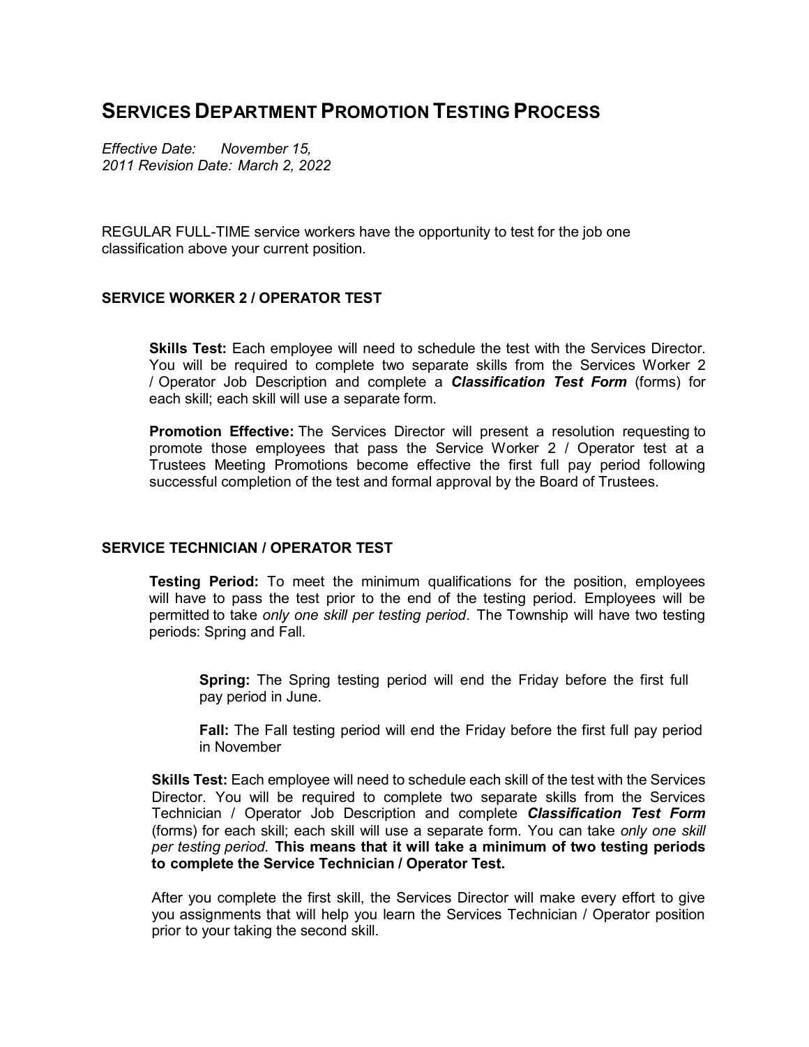# SERVICES DEPARTMENT PROMOTION TESTING PROCESS

*Effective Date: November 15, 2011 Revision Date: March 2, 2022*

REGULAR FULL-TIME service workers have the opportunity to test for the job one classification above your current position.

### SERVICE WORKER 2 / OPERATOR TEST

**Skills Test:** Each employee will need to schedule the test with the Services Director. You will be required to complete two separate skills from the Services Worker 2 / Operator Job Description and complete a ***Classification Test Form*** (forms) for each skill; each skill will use a separate form.

**Promotion Effective:** The Services Director will present a resolution requesting to promote those employees that pass the Service Worker 2 / Operator test at a Trustees Meeting Promotions become effective the first full pay period following successful completion of the test and formal approval by the Board of Trustees.

### SERVICE TECHNICIAN / OPERATOR TEST

**Testing Period:** To meet the minimum qualifications for the position, employees will have to pass the test prior to the end of the testing period. Employees will be permitted to take *only one skill per testing period*. The Township will have two testing periods: Spring and Fall.

**Spring:** The Spring testing period will end the Friday before the first full pay period in June.

**Fall:** The Fall testing period will end the Friday before the first full pay period in November

**Skills Test:** Each employee will need to schedule each skill of the test with the Services Director. You will be required to complete two separate skills from the Services Technician / Operator Job Description and complete ***Classification Test Form*** (forms) for each skill; each skill will use a separate form. You can take *only one skill per testing period*. **This means that it will take a minimum of two testing periods to complete the Service Technician / Operator Test.**

After you complete the first skill, the Services Director will make every effort to give you assignments that will help you learn the Services Technician / Operator position prior to your taking the second skill.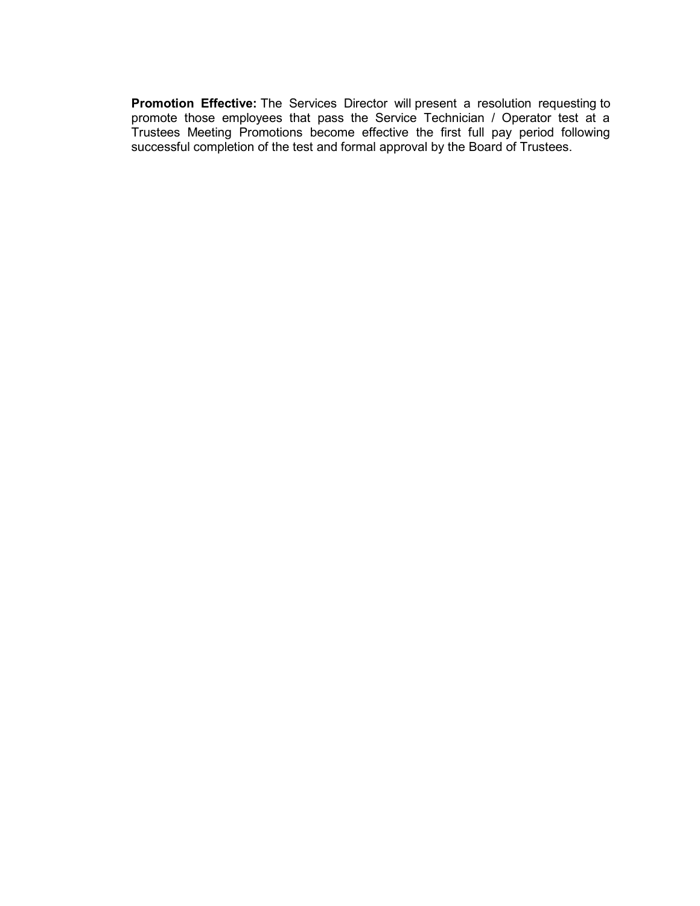**Promotion Effective:** The Services Director will present a resolution requesting to promote those employees that pass the Service Technician / Operator test at a Trustees Meeting Promotions become effective the first full pay period following successful completion of the test and formal approval by the Board of Trustees.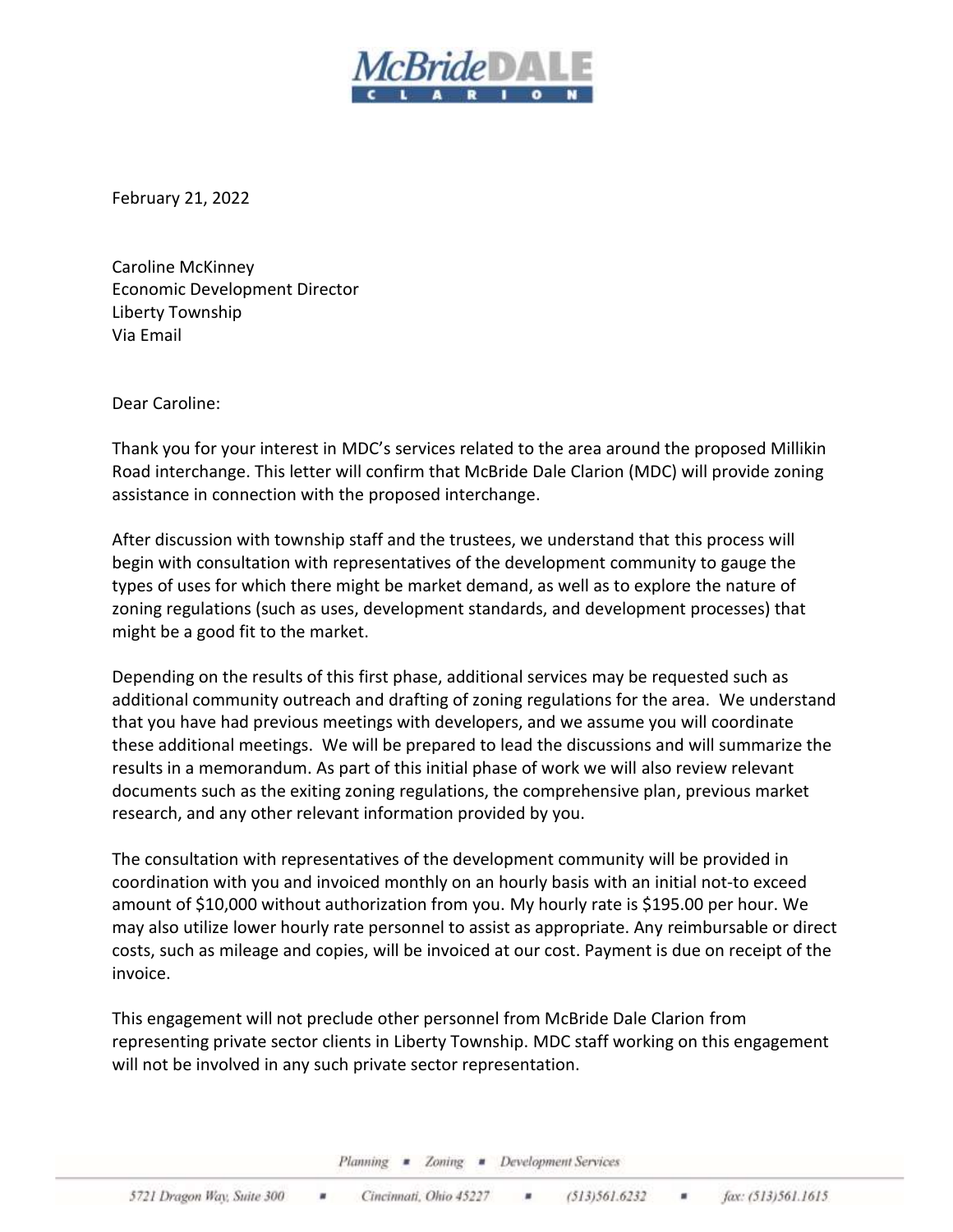February 21, 2022

Caroline McKinney
Economic Development Director
Liberty Township
Via Email

Dear Caroline:

Thank you for your interest in MDC's services related to the area around the proposed Millikin Road interchange. This letter will confirm that McBride Dale Clarion (MDC) will provide zoning assistance in connection with the proposed interchange.

After discussion with township staff and the trustees, we understand that this process will begin with consultation with representatives of the development community to gauge the types of uses for which there might be market demand, as well as to explore the nature of zoning regulations (such as uses, development standards, and development processes) that might be a good fit to the market.

Depending on the results of this first phase, additional services may be requested such as additional community outreach and drafting of zoning regulations for the area. We understand that you have had previous meetings with developers, and we assume you will coordinate these additional meetings. We will be prepared to lead the discussions and will summarize the results in a memorandum. As part of this initial phase of work we will also review relevant documents such as the exiting zoning regulations, the comprehensive plan, previous market research, and any other relevant information provided by you.

The consultation with representatives of the development community will be provided in coordination with you and invoiced monthly on an hourly basis with an initial not-to exceed amount of $10,000 without authorization from you. My hourly rate is $195.00 per hour. We may also utilize lower hourly rate personnel to assist as appropriate. Any reimbursable or direct costs, such as mileage and copies, will be invoiced at our cost. Payment is due on receipt of the invoice.

This engagement will not preclude other personnel from McBride Dale Clarion from representing private sector clients in Liberty Township. MDC staff working on this engagement will not be involved in any such private sector representation.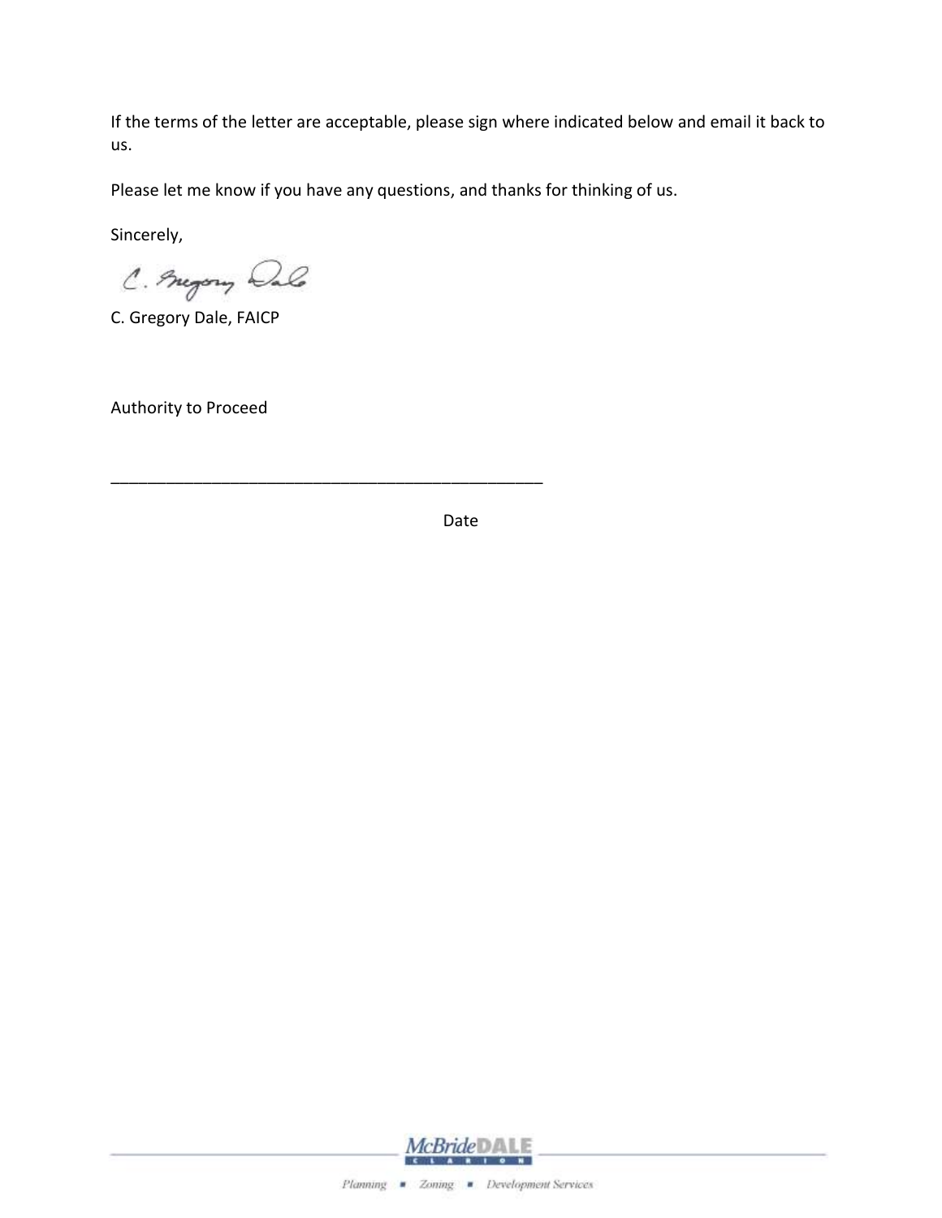If the terms of the letter are acceptable, please sign where indicated below and email it back to us.

Please let me know if you have any questions, and thanks for thinking of us.

Sincerely,

C. Gregory Dale, FAICP

Authority to Proceed

_________________________________________________

Date